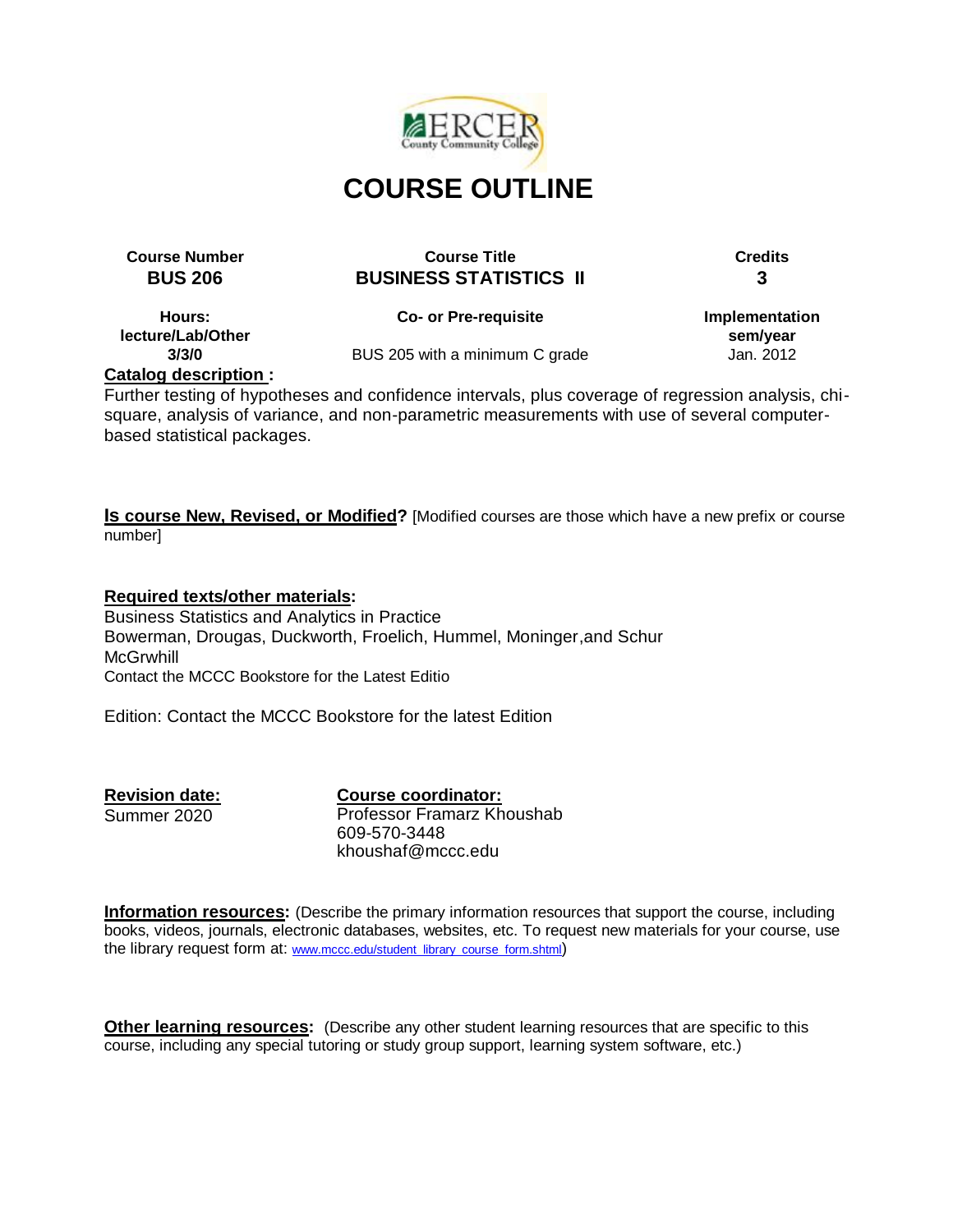# COURSE OUTLINE

| Course Number | Course Title | Credits |
|---|---|---|
| **BUS 206** | **BUSINESS STATISTICS II** | **3** |

| Hours: lecture/Lab/Other | Co- or Pre-requisite | Implementation sem/year |
|---|---|---|
| 3/3/0 | BUS 205 with a minimum C grade | Jan. 2012 |

**Catalog description :**
Further testing of hypotheses and confidence intervals, plus coverage of regression analysis, chi-square, analysis of variance, and non-parametric measurements with use of several computer-based statistical packages.

**Is course New, Revised, or Modified?** [Modified courses are those which have a new prefix or course number]

**Required texts/other materials:**
Business Statistics and Analytics in Practice
Bowerman, Drougas, Duckworth, Froelich, Hummel, Moninger,and Schur
McGrwhill
Contact the MCCC Bookstore for the Latest Editio

Edition: Contact the MCCC Bookstore for the latest Edition

**Revision date:**
Summer 2020

**Course coordinator:**
Professor Framarz Khoushab
609-570-3448
khoushaf@mccc.edu

**Information resources:** (Describe the primary information resources that support the course, including books, videos, journals, electronic databases, websites, etc. To request new materials for your course, use the library request form at: www.mccc.edu/student_library_course_form.shtml)

**Other learning resources:** (Describe any other student learning resources that are specific to this course, including any special tutoring or study group support, learning system software, etc.)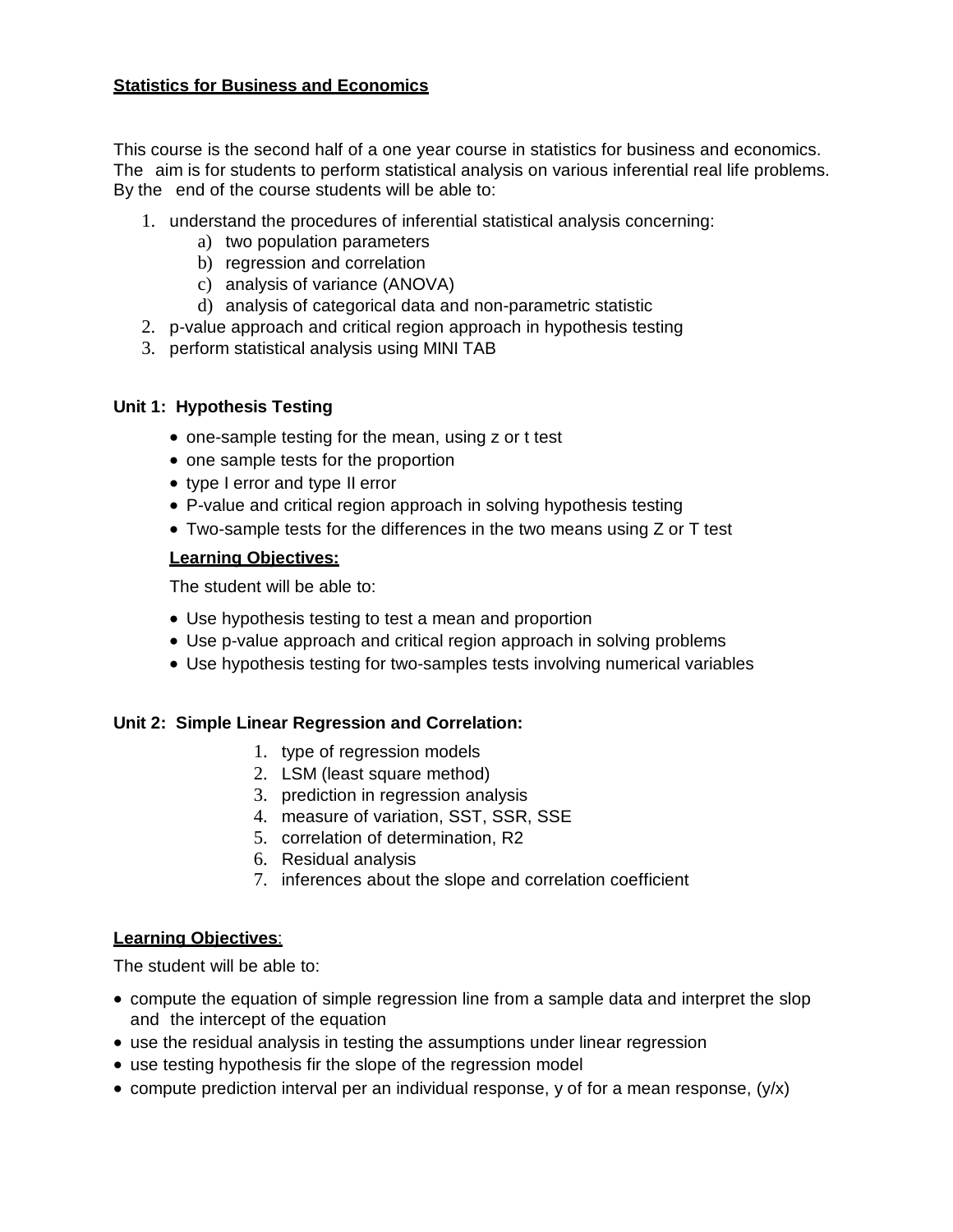**Statistics for Business and Economics**

This course is the second half of a one year course in statistics for business and economics. The aim is for students to perform statistical analysis on various inferential real life problems. By the end of the course students will be able to:

1. understand the procedures of inferential statistical analysis concerning:
   a) two population parameters
   b) regression and correlation
   c) analysis of variance (ANOVA)
   d) analysis of categorical data and non-parametric statistic
2. p-value approach and critical region approach in hypothesis testing
3. perform statistical analysis using MINI TAB

**Unit 1: Hypothesis Testing**

- one-sample testing for the mean, using z or t test
- one sample tests for the proportion
- type I error and type II error
- P-value and critical region approach in solving hypothesis testing
- Two-sample tests for the differences in the two means using Z or T test

**Learning Objectives:**

The student will be able to:

- Use hypothesis testing to test a mean and proportion
- Use p-value approach and critical region approach in solving problems
- Use hypothesis testing for two-samples tests involving numerical variables

**Unit 2: Simple Linear Regression and Correlation:**

1. type of regression models
2. LSM (least square method)
3. prediction in regression analysis
4. measure of variation, SST, SSR, SSE
5. correlation of determination, R2
6. Residual analysis
7. inferences about the slope and correlation coefficient

**Learning Objectives**:

The student will be able to:

- compute the equation of simple regression line from a sample data and interpret the slop and the intercept of the equation
- use the residual analysis in testing the assumptions under linear regression
- use testing hypothesis fir the slope of the regression model
- compute prediction interval per an individual response, y of for a mean response, (y/x)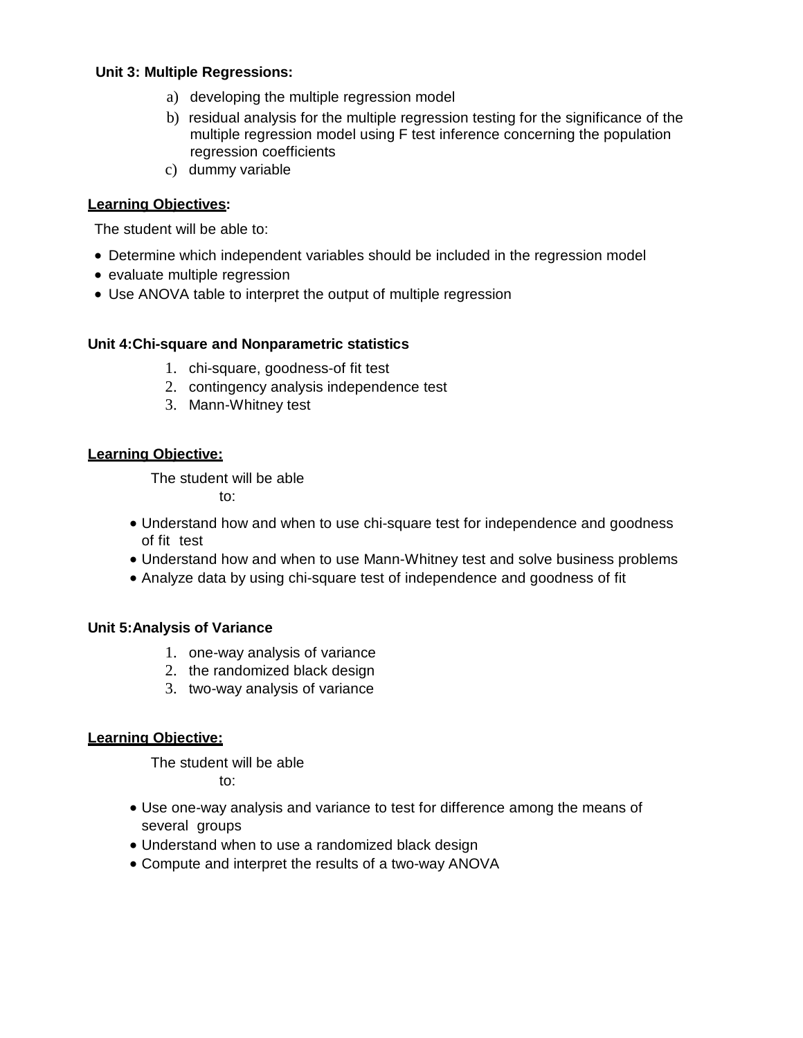**Unit 3: Multiple Regressions:**

a) developing the multiple regression model
b) residual analysis for the multiple regression testing for the significance of the multiple regression model using F test inference concerning the population regression coefficients
c) dummy variable

**Learning Objectives:**

The student will be able to:

- Determine which independent variables should be included in the regression model
- evaluate multiple regression
- Use ANOVA table to interpret the output of multiple regression

**Unit 4:Chi-square and Nonparametric statistics**

1. chi-square, goodness-of fit test
2. contingency analysis independence test
3. Mann-Whitney test

**Learning Objective:**

The student will be able to:

- Understand how and when to use chi-square test for independence and goodness of fit test
- Understand how and when to use Mann-Whitney test and solve business problems
- Analyze data by using chi-square test of independence and goodness of fit

**Unit 5:Analysis of Variance**

1. one-way analysis of variance
2. the randomized black design
3. two-way analysis of variance

**Learning Objective:**

The student will be able to:

- Use one-way analysis and variance to test for difference among the means of several groups
- Understand when to use a randomized black design
- Compute and interpret the results of a two-way ANOVA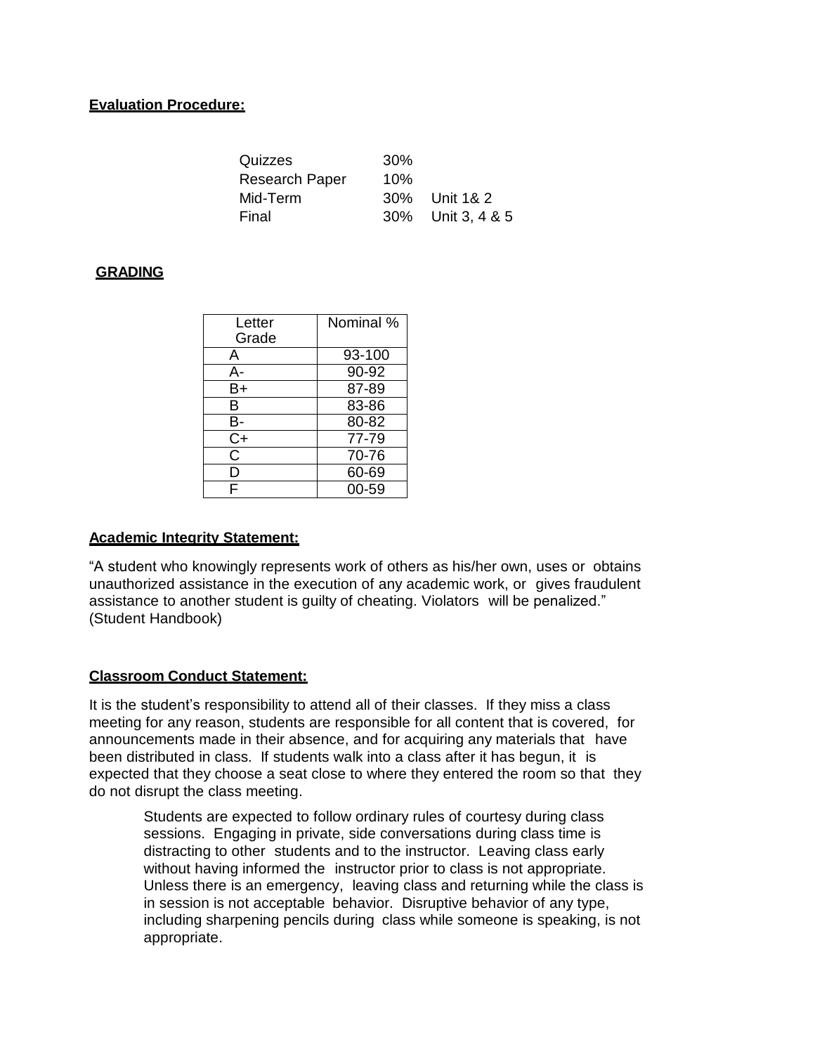**Evaluation Procedure:**

| | | |
|---|---|---|
| Quizzes | 30% | |
| Research Paper | 10% | |
| Mid-Term | 30% | Unit 1& 2 |
| Final | 30% | Unit 3, 4 & 5 |

**GRADING**

| Letter Grade | Nominal % |
|---|---|
| A | 93-100 |
| A- | 90-92 |
| B+ | 87-89 |
| B | 83-86 |
| B- | 80-82 |
| C+ | 77-79 |
| C | 70-76 |
| D | 60-69 |
| F | 00-59 |

**Academic Integrity Statement:**

"A student who knowingly represents work of others as his/her own, uses or obtains unauthorized assistance in the execution of any academic work, or gives fraudulent assistance to another student is guilty of cheating. Violators will be penalized." (Student Handbook)

**Classroom Conduct Statement:**

It is the student's responsibility to attend all of their classes. If they miss a class meeting for any reason, students are responsible for all content that is covered, for announcements made in their absence, and for acquiring any materials that have been distributed in class. If students walk into a class after it has begun, it is expected that they choose a seat close to where they entered the room so that they do not disrupt the class meeting.

> Students are expected to follow ordinary rules of courtesy during class sessions. Engaging in private, side conversations during class time is distracting to other students and to the instructor. Leaving class early without having informed the instructor prior to class is not appropriate. Unless there is an emergency, leaving class and returning while the class is in session is not acceptable behavior. Disruptive behavior of any type, including sharpening pencils during class while someone is speaking, is not appropriate.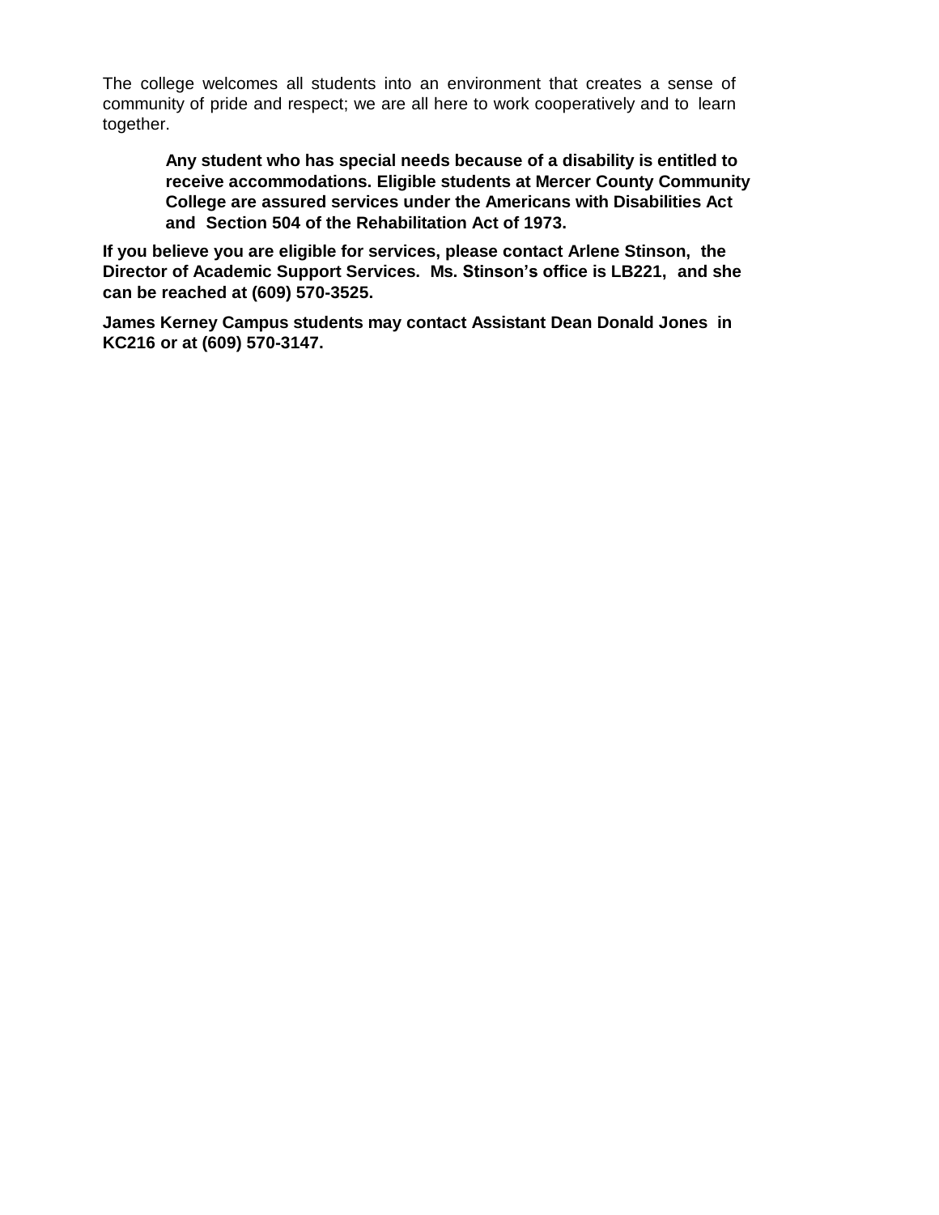The college welcomes all students into an environment that creates a sense of community of pride and respect; we are all here to work cooperatively and to learn together.

> **Any student who has special needs because of a disability is entitled to receive accommodations. Eligible students at Mercer County Community College are assured services under the Americans with Disabilities Act and Section 504 of the Rehabilitation Act of 1973.**

**If you believe you are eligible for services, please contact Arlene Stinson, the Director of Academic Support Services. Ms. Stinson's office is LB221, and she can be reached at (609) 570-3525.**

**James Kerney Campus students may contact Assistant Dean Donald Jones in KC216 or at (609) 570-3147.**